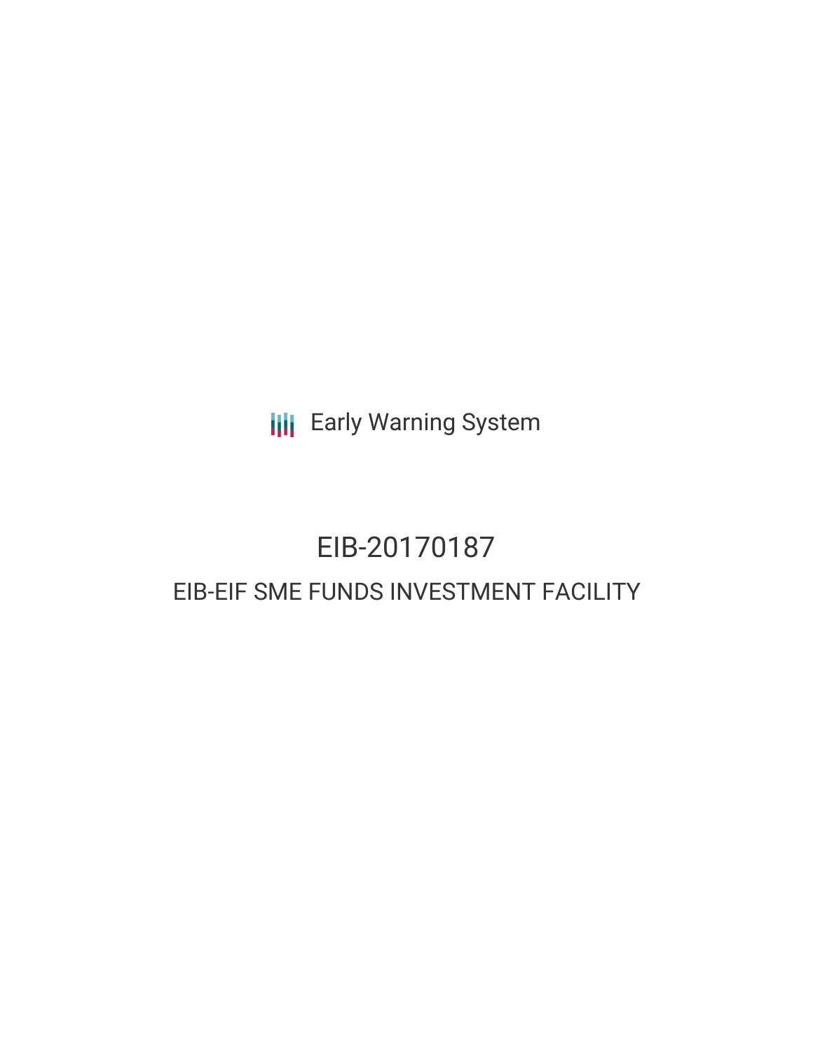Early Warning System

# EIB-20170187

## EIB-EIF SME FUNDS INVESTMENT FACILITY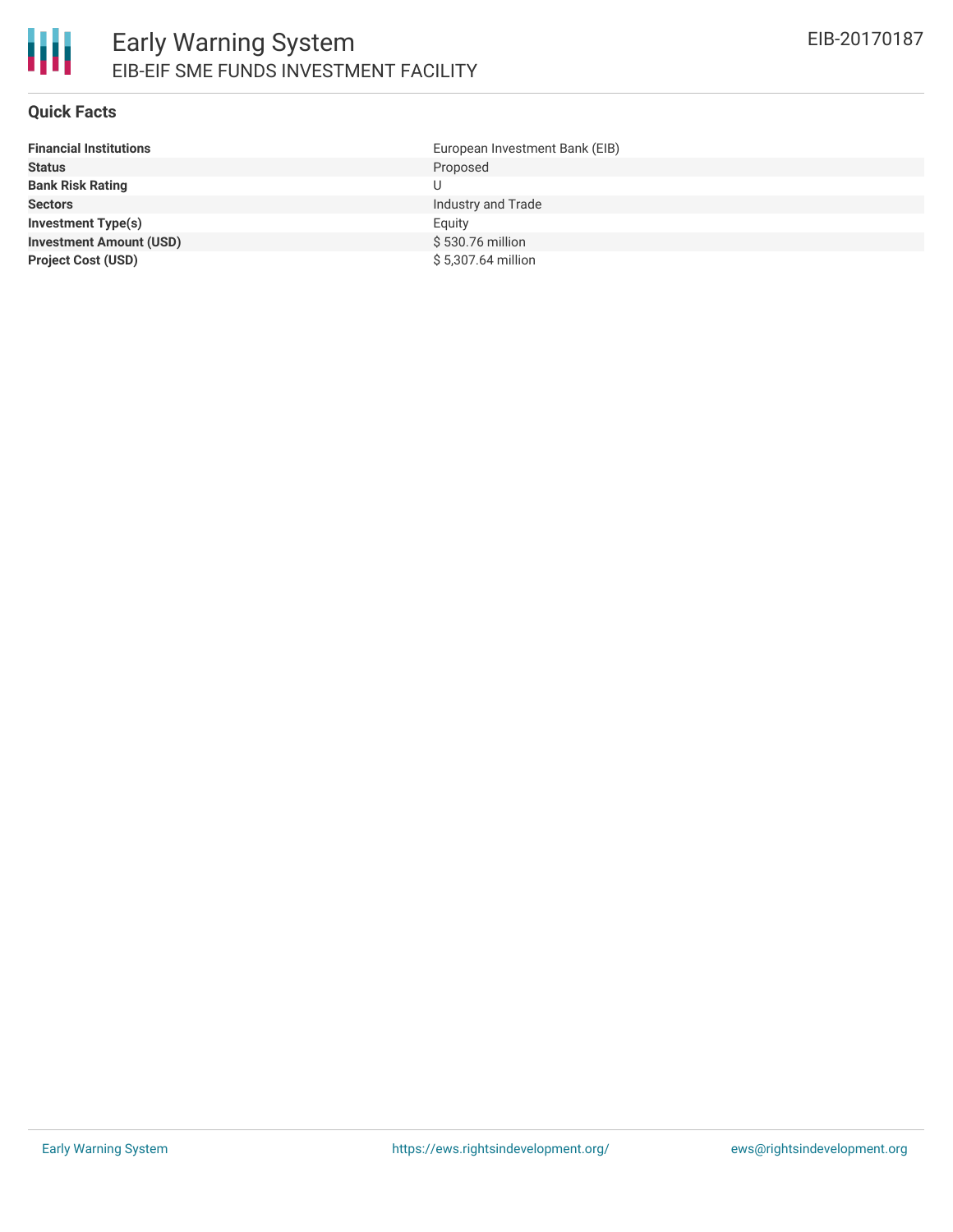# Early Warning System

EIB-EIF SME FUNDS INVESTMENT FACILITY

EIB-20170187

## Quick Facts

| | |
|---|---|
| **Financial Institutions** | European Investment Bank (EIB) |
| **Status** | Proposed |
| **Bank Risk Rating** | U |
| **Sectors** | Industry and Trade |
| **Investment Type(s)** | Equity |
| **Investment Amount (USD)** | $ 530.76 million |
| **Project Cost (USD)** | $ 5,307.64 million |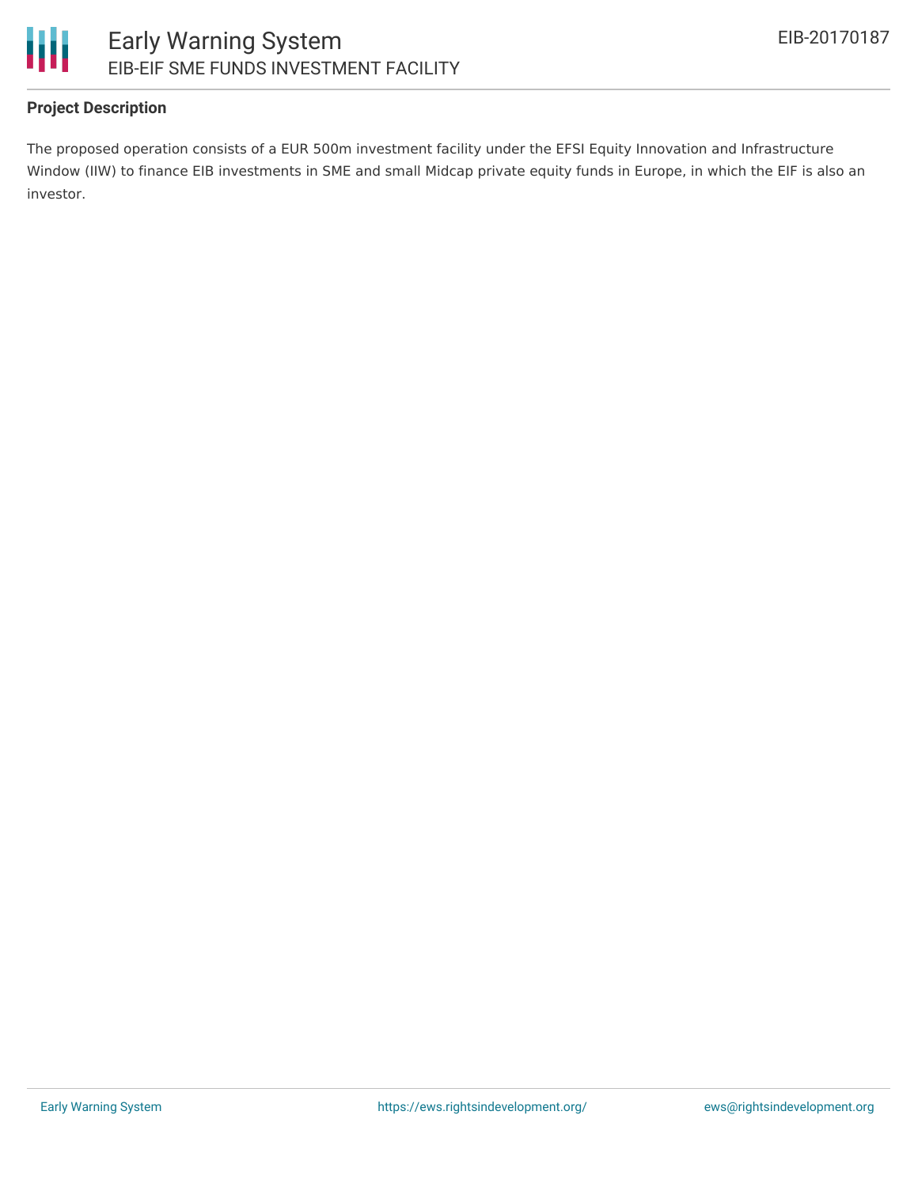## Project Description

The proposed operation consists of a EUR 500m investment facility under the EFSI Equity Innovation and Infrastructure Window (IIW) to finance EIB investments in SME and small Midcap private equity funds in Europe, in which the EIF is also an investor.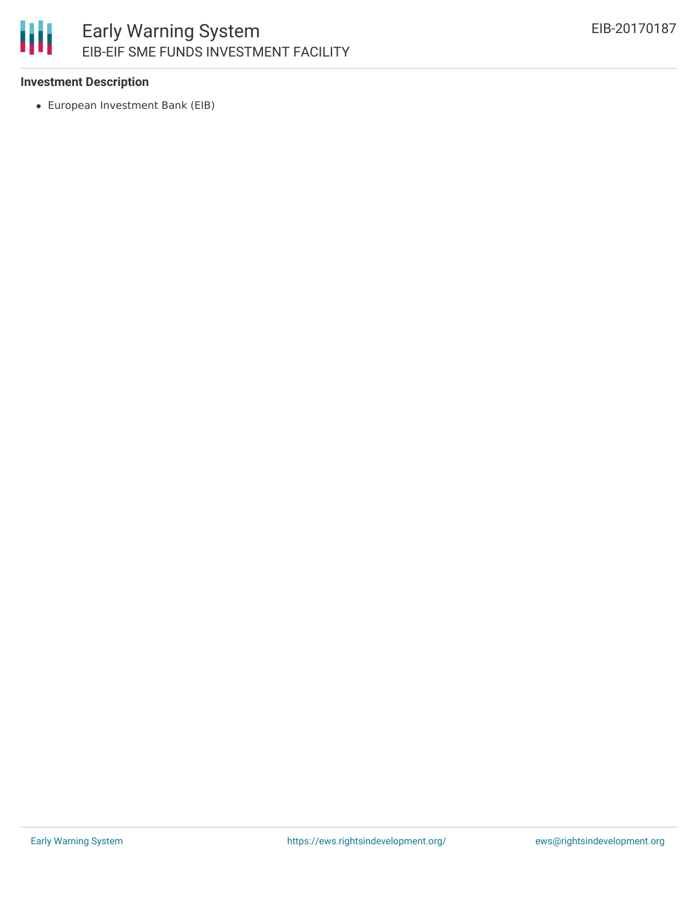### Investment Description

- European Investment Bank (EIB)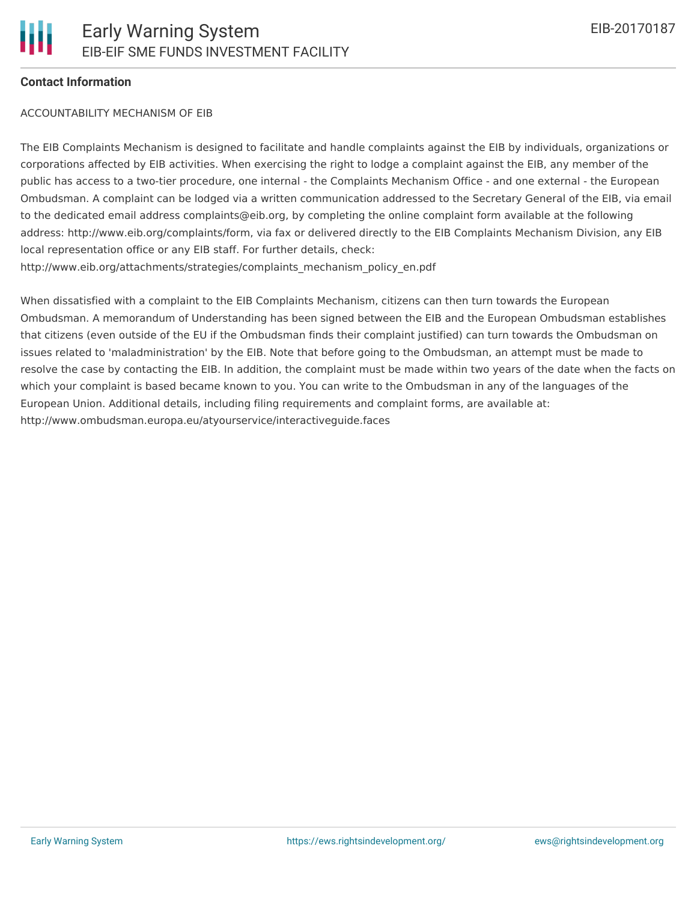**Contact Information**

ACCOUNTABILITY MECHANISM OF EIB

The EIB Complaints Mechanism is designed to facilitate and handle complaints against the EIB by individuals, organizations or corporations affected by EIB activities. When exercising the right to lodge a complaint against the EIB, any member of the public has access to a two-tier procedure, one internal - the Complaints Mechanism Office - and one external - the European Ombudsman. A complaint can be lodged via a written communication addressed to the Secretary General of the EIB, via email to the dedicated email address complaints@eib.org, by completing the online complaint form available at the following address: http://www.eib.org/complaints/form, via fax or delivered directly to the EIB Complaints Mechanism Division, any EIB local representation office or any EIB staff. For further details, check: http://www.eib.org/attachments/strategies/complaints_mechanism_policy_en.pdf

When dissatisfied with a complaint to the EIB Complaints Mechanism, citizens can then turn towards the European Ombudsman. A memorandum of Understanding has been signed between the EIB and the European Ombudsman establishes that citizens (even outside of the EU if the Ombudsman finds their complaint justified) can turn towards the Ombudsman on issues related to 'maladministration' by the EIB. Note that before going to the Ombudsman, an attempt must be made to resolve the case by contacting the EIB. In addition, the complaint must be made within two years of the date when the facts on which your complaint is based became known to you. You can write to the Ombudsman in any of the languages of the European Union. Additional details, including filing requirements and complaint forms, are available at: http://www.ombudsman.europa.eu/atyourservice/interactiveguide.faces